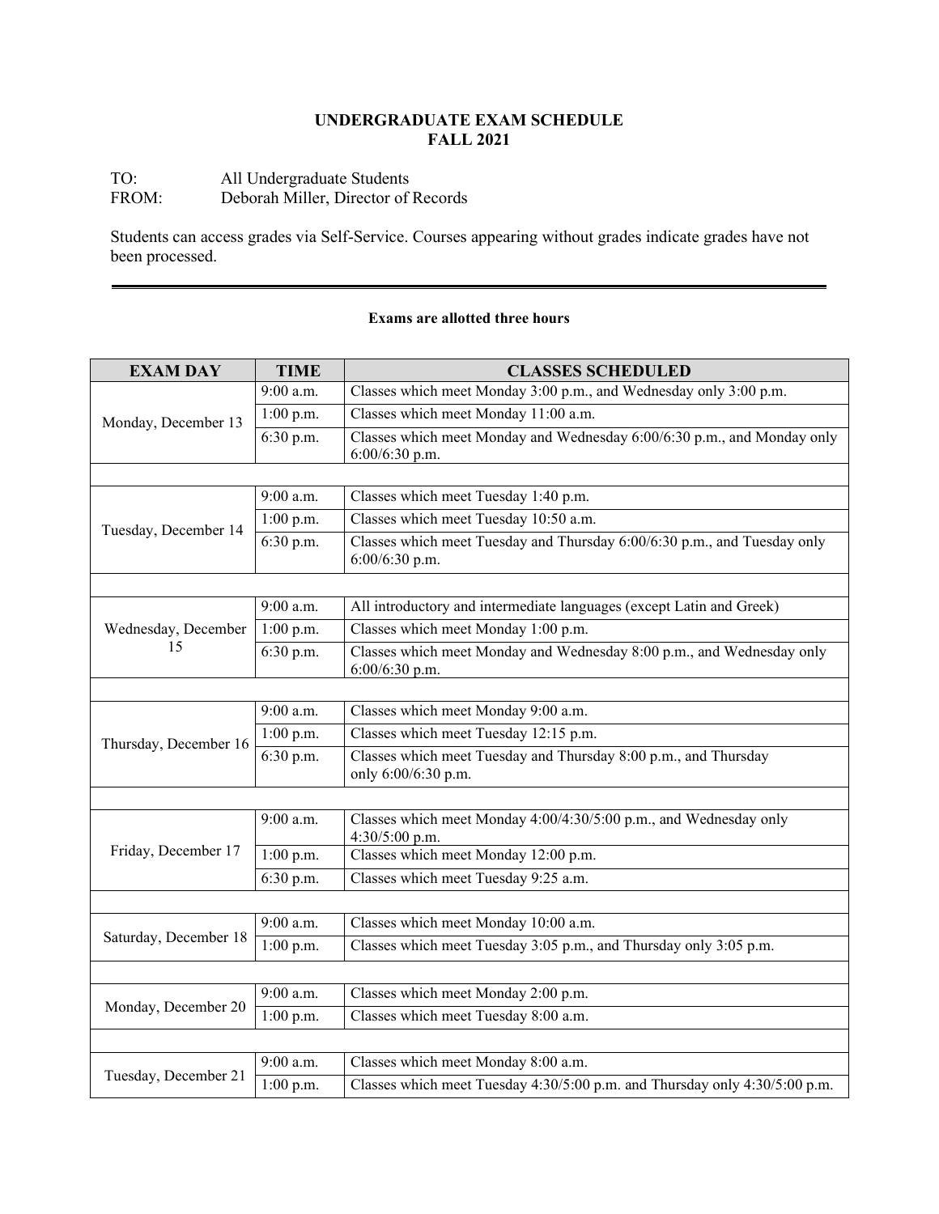# UNDERGRADUATE EXAM SCHEDULE
# FALL 2021

TO: All Undergraduate Students
FROM: Deborah Miller, Director of Records

Students can access grades via Self-Service. Courses appearing without grades indicate grades have not been processed.

---

**Exams are allotted three hours**

| EXAM DAY | TIME | CLASSES SCHEDULED |
|---|---|---|
| Monday, December 13 | 9:00 a.m. | Classes which meet Monday 3:00 p.m., and Wednesday only 3:00 p.m. |
| | 1:00 p.m. | Classes which meet Monday 11:00 a.m. |
| | 6:30 p.m. | Classes which meet Monday and Wednesday 6:00/6:30 p.m., and Monday only 6:00/6:30 p.m. |
| | | |
| Tuesday, December 14 | 9:00 a.m. | Classes which meet Tuesday 1:40 p.m. |
| | 1:00 p.m. | Classes which meet Tuesday 10:50 a.m. |
| | 6:30 p.m. | Classes which meet Tuesday and Thursday 6:00/6:30 p.m., and Tuesday only 6:00/6:30 p.m. |
| | | |
| Wednesday, December 15 | 9:00 a.m. | All introductory and intermediate languages (except Latin and Greek) |
| | 1:00 p.m. | Classes which meet Monday 1:00 p.m. |
| | 6:30 p.m. | Classes which meet Monday and Wednesday 8:00 p.m., and Wednesday only 6:00/6:30 p.m. |
| | | |
| Thursday, December 16 | 9:00 a.m. | Classes which meet Monday 9:00 a.m. |
| | 1:00 p.m. | Classes which meet Tuesday 12:15 p.m. |
| | 6:30 p.m. | Classes which meet Tuesday and Thursday 8:00 p.m., and Thursday only 6:00/6:30 p.m. |
| | | |
| Friday, December 17 | 9:00 a.m. | Classes which meet Monday 4:00/4:30/5:00 p.m., and Wednesday only 4:30/5:00 p.m. |
| | 1:00 p.m. | Classes which meet Monday 12:00 p.m. |
| | 6:30 p.m. | Classes which meet Tuesday 9:25 a.m. |
| | | |
| Saturday, December 18 | 9:00 a.m. | Classes which meet Monday 10:00 a.m. |
| | 1:00 p.m. | Classes which meet Tuesday 3:05 p.m., and Thursday only 3:05 p.m. |
| | | |
| Monday, December 20 | 9:00 a.m. | Classes which meet Monday 2:00 p.m. |
| | 1:00 p.m. | Classes which meet Tuesday 8:00 a.m. |
| | | |
| Tuesday, December 21 | 9:00 a.m. | Classes which meet Monday 8:00 a.m. |
| | 1:00 p.m. | Classes which meet Tuesday 4:30/5:00 p.m. and Thursday only 4:30/5:00 p.m. |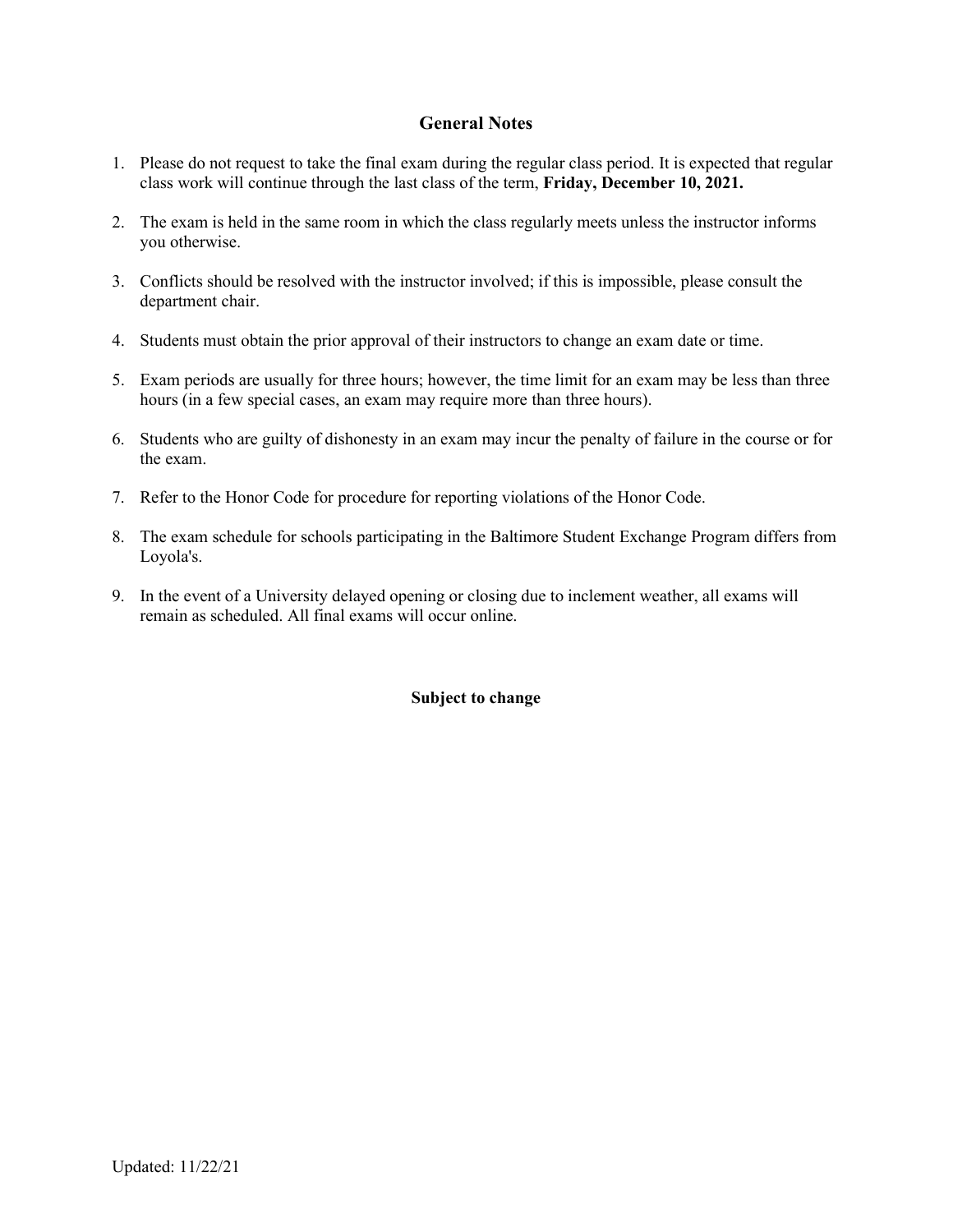## General Notes

1. Please do not request to take the final exam during the regular class period. It is expected that regular class work will continue through the last class of the term, **Friday, December 10, 2021.**

2. The exam is held in the same room in which the class regularly meets unless the instructor informs you otherwise.

3. Conflicts should be resolved with the instructor involved; if this is impossible, please consult the department chair.

4. Students must obtain the prior approval of their instructors to change an exam date or time.

5. Exam periods are usually for three hours; however, the time limit for an exam may be less than three hours (in a few special cases, an exam may require more than three hours).

6. Students who are guilty of dishonesty in an exam may incur the penalty of failure in the course or for the exam.

7. Refer to the Honor Code for procedure for reporting violations of the Honor Code.

8. The exam schedule for schools participating in the Baltimore Student Exchange Program differs from Loyola's.

9. In the event of a University delayed opening or closing due to inclement weather, all exams will remain as scheduled. All final exams will occur online.

**Subject to change**

Updated: 11/22/21